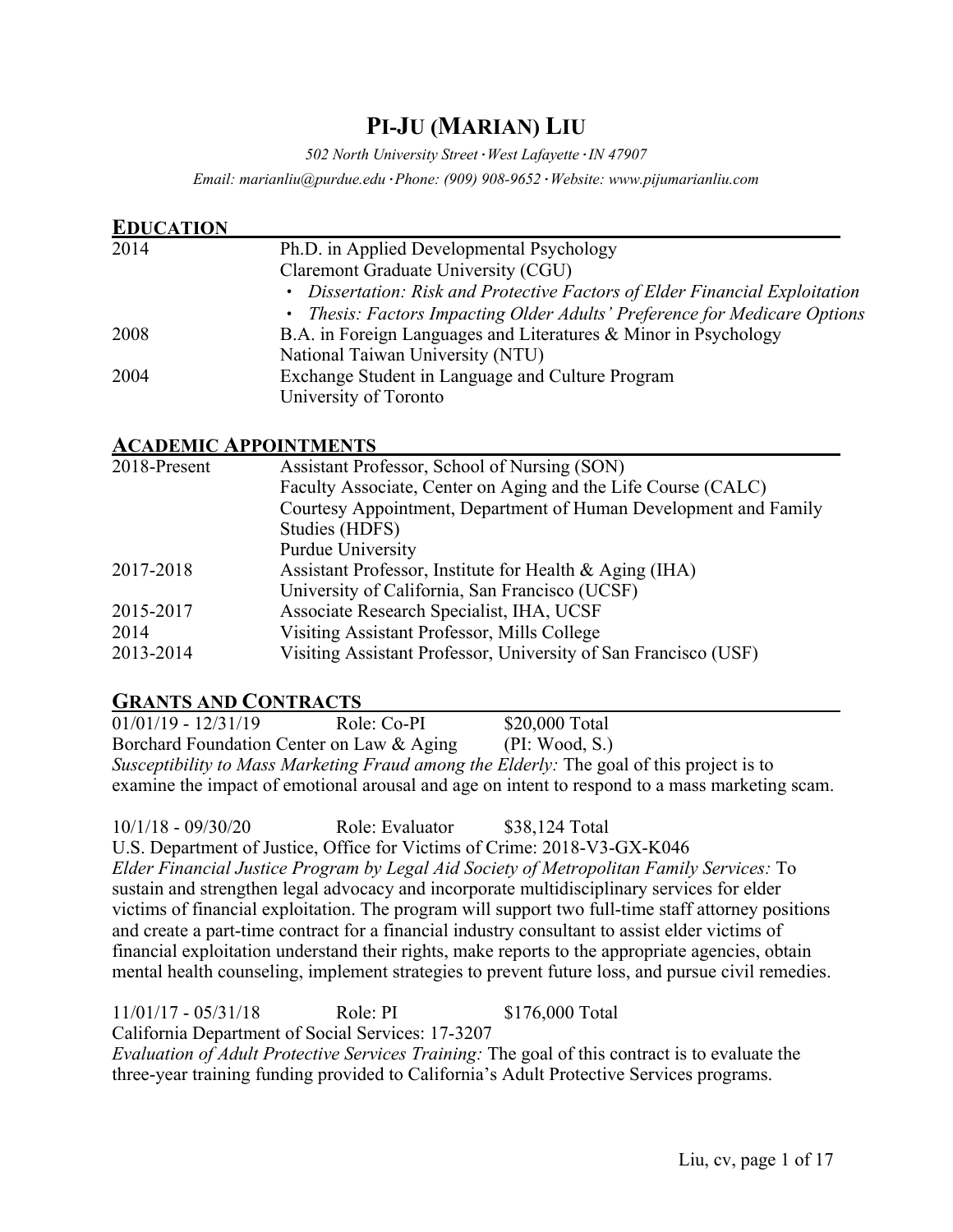# PI-JU (MARIAN) LIU

*502 North University Street · West Lafayette · IN 47907*

*Email: marianliu@purdue.edu · Phone: (909) 908-9652 · Website: www.pijumarianliu.com*

## EDUCATION

| | |
|---|---|
| 2014 | Ph.D. in Applied Developmental Psychology<br>Claremont Graduate University (CGU)<br>• *Dissertation: Risk and Protective Factors of Elder Financial Exploitation*<br>• *Thesis: Factors Impacting Older Adults' Preference for Medicare Options* |
| 2008 | B.A. in Foreign Languages and Literatures & Minor in Psychology<br>National Taiwan University (NTU) |
| 2004 | Exchange Student in Language and Culture Program<br>University of Toronto |

## ACADEMIC APPOINTMENTS

| | |
|---|---|
| 2018-Present | Assistant Professor, School of Nursing (SON)<br>Faculty Associate, Center on Aging and the Life Course (CALC)<br>Courtesy Appointment, Department of Human Development and Family Studies (HDFS)<br>Purdue University |
| 2017-2018 | Assistant Professor, Institute for Health & Aging (IHA)<br>University of California, San Francisco (UCSF) |
| 2015-2017 | Associate Research Specialist, IHA, UCSF |
| 2014 | Visiting Assistant Professor, Mills College |
| 2013-2014 | Visiting Assistant Professor, University of San Francisco (USF) |

## GRANTS AND CONTRACTS

01/01/19 - 12/31/19 Role: Co-PI $20,000 Total
Borchard Foundation Center on Law & Aging (PI: Wood, S.)
*Susceptibility to Mass Marketing Fraud among the Elderly:* The goal of this project is to examine the impact of emotional arousal and age on intent to respond to a mass marketing scam.

10/1/18 - 09/30/20 Role: Evaluator $38,124 Total
U.S. Department of Justice, Office for Victims of Crime: 2018-V3-GX-K046
*Elder Financial Justice Program by Legal Aid Society of Metropolitan Family Services:* To sustain and strengthen legal advocacy and incorporate multidisciplinary services for elder victims of financial exploitation. The program will support two full-time staff attorney positions and create a part-time contract for a financial industry consultant to assist elder victims of financial exploitation understand their rights, make reports to the appropriate agencies, obtain mental health counseling, implement strategies to prevent future loss, and pursue civil remedies.

11/01/17 - 05/31/18 Role: PI $176,000 Total
California Department of Social Services: 17-3207
*Evaluation of Adult Protective Services Training:* The goal of this contract is to evaluate the three-year training funding provided to California's Adult Protective Services programs.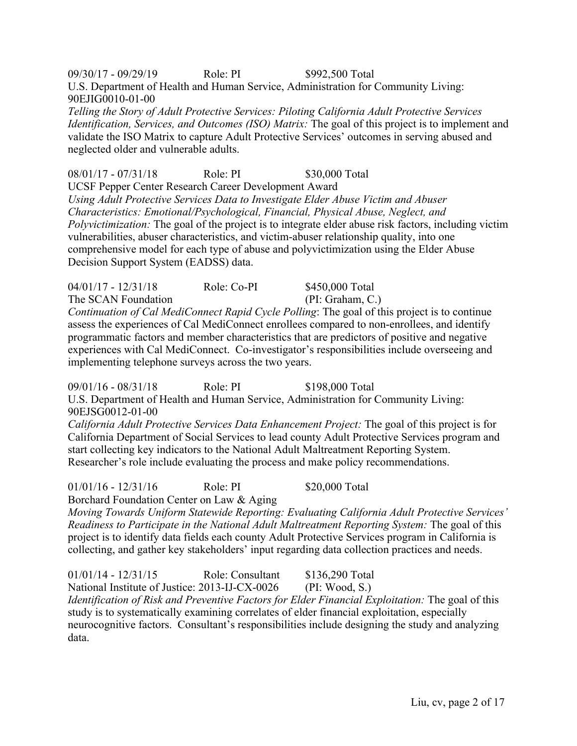09/30/17 - 09/29/19 Role: PI $992,500 Total
U.S. Department of Health and Human Service, Administration for Community Living: 90EJIG0010-01-00
*Telling the Story of Adult Protective Services: Piloting California Adult Protective Services Identification, Services, and Outcomes (ISO) Matrix:* The goal of this project is to implement and validate the ISO Matrix to capture Adult Protective Services' outcomes in serving abused and neglected older and vulnerable adults.

08/01/17 - 07/31/18 Role: PI $30,000 Total
UCSF Pepper Center Research Career Development Award
*Using Adult Protective Services Data to Investigate Elder Abuse Victim and Abuser Characteristics: Emotional/Psychological, Financial, Physical Abuse, Neglect, and Polyvictimization:* The goal of the project is to integrate elder abuse risk factors, including victim vulnerabilities, abuser characteristics, and victim-abuser relationship quality, into one comprehensive model for each type of abuse and polyvictimization using the Elder Abuse Decision Support System (EADSS) data.

04/01/17 - 12/31/18 Role: Co-PI $450,000 Total
The SCAN Foundation (PI: Graham, C.)
*Continuation of Cal MediConnect Rapid Cycle Polling*: The goal of this project is to continue assess the experiences of Cal MediConnect enrollees compared to non-enrollees, and identify programmatic factors and member characteristics that are predictors of positive and negative experiences with Cal MediConnect. Co-investigator's responsibilities include overseeing and implementing telephone surveys across the two years.

09/01/16 - 08/31/18 Role: PI $198,000 Total
U.S. Department of Health and Human Service, Administration for Community Living: 90EJSG0012-01-00
*California Adult Protective Services Data Enhancement Project:* The goal of this project is for California Department of Social Services to lead county Adult Protective Services program and start collecting key indicators to the National Adult Maltreatment Reporting System. Researcher's role include evaluating the process and make policy recommendations.

01/01/16 - 12/31/16 Role: PI $20,000 Total
Borchard Foundation Center on Law & Aging
*Moving Towards Uniform Statewide Reporting: Evaluating California Adult Protective Services' Readiness to Participate in the National Adult Maltreatment Reporting System:* The goal of this project is to identify data fields each county Adult Protective Services program in California is collecting, and gather key stakeholders' input regarding data collection practices and needs.

01/01/14 - 12/31/15 Role: Consultant $136,290 Total
National Institute of Justice: 2013-IJ-CX-0026 (PI: Wood, S.)
*Identification of Risk and Preventive Factors for Elder Financial Exploitation:* The goal of this study is to systematically examining correlates of elder financial exploitation, especially neurocognitive factors. Consultant's responsibilities include designing the study and analyzing data.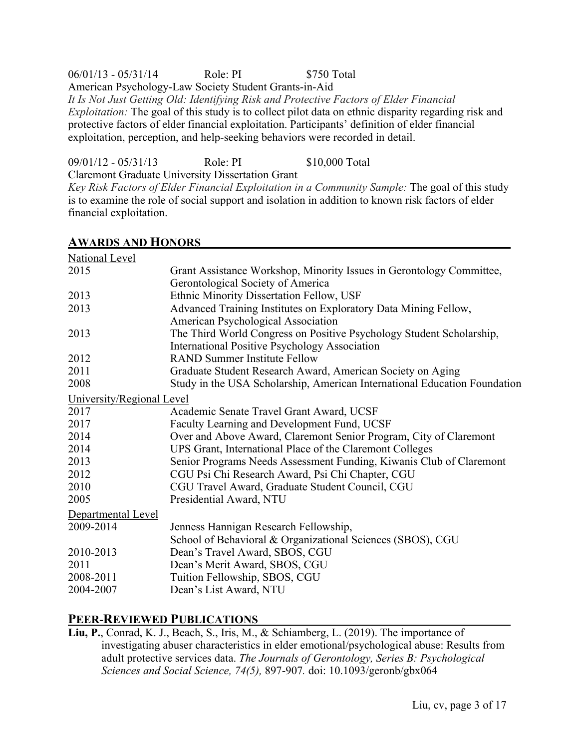06/01/13 - 05/31/14 Role: PI $750 Total
American Psychology-Law Society Student Grants-in-Aid
*It Is Not Just Getting Old: Identifying Risk and Protective Factors of Elder Financial Exploitation:* The goal of this study is to collect pilot data on ethnic disparity regarding risk and protective factors of elder financial exploitation. Participants' definition of elder financial exploitation, perception, and help-seeking behaviors were recorded in detail.

09/01/12 - 05/31/13 Role: PI $10,000 Total
Claremont Graduate University Dissertation Grant
*Key Risk Factors of Elder Financial Exploitation in a Community Sample:* The goal of this study is to examine the role of social support and isolation in addition to known risk factors of elder financial exploitation.

## AWARDS AND HONORS

National Level

| | |
|---|---|
| 2015 | Grant Assistance Workshop, Minority Issues in Gerontology Committee, Gerontological Society of America |
| 2013 | Ethnic Minority Dissertation Fellow, USF |
| 2013 | Advanced Training Institutes on Exploratory Data Mining Fellow, American Psychological Association |
| 2013 | The Third World Congress on Positive Psychology Student Scholarship, International Positive Psychology Association |
| 2012 | RAND Summer Institute Fellow |
| 2011 | Graduate Student Research Award, American Society on Aging |
| 2008 | Study in the USA Scholarship, American International Education Foundation |

University/Regional Level

| | |
|---|---|
| 2017 | Academic Senate Travel Grant Award, UCSF |
| 2017 | Faculty Learning and Development Fund, UCSF |
| 2014 | Over and Above Award, Claremont Senior Program, City of Claremont |
| 2014 | UPS Grant, International Place of the Claremont Colleges |
| 2013 | Senior Programs Needs Assessment Funding, Kiwanis Club of Claremont |
| 2012 | CGU Psi Chi Research Award, Psi Chi Chapter, CGU |
| 2010 | CGU Travel Award, Graduate Student Council, CGU |
| 2005 | Presidential Award, NTU |

Departmental Level

| | |
|---|---|
| 2009-2014 | Jenness Hannigan Research Fellowship, School of Behavioral & Organizational Sciences (SBOS), CGU |
| 2010-2013 | Dean's Travel Award, SBOS, CGU |
| 2011 | Dean's Merit Award, SBOS, CGU |
| 2008-2011 | Tuition Fellowship, SBOS, CGU |
| 2004-2007 | Dean's List Award, NTU |

## PEER-REVIEWED PUBLICATIONS

**Liu, P.**, Conrad, K. J., Beach, S., Iris, M., & Schiamberg, L. (2019). The importance of investigating abuser characteristics in elder emotional/psychological abuse: Results from adult protective services data. *The Journals of Gerontology, Series B: Psychological Sciences and Social Science, 74(5),* 897-907. doi: 10.1093/geronb/gbx064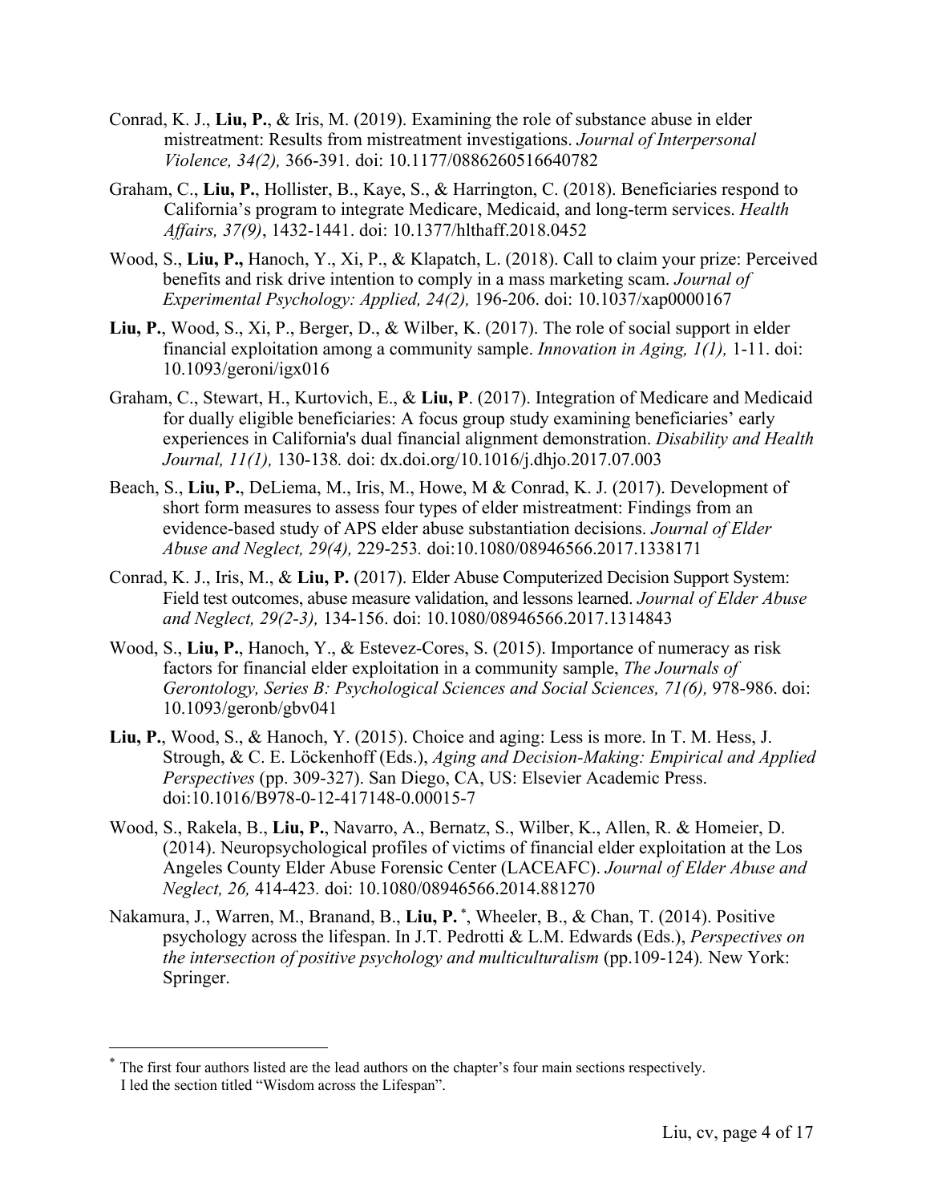Conrad, K. J., **Liu, P.**, & Iris, M. (2019). Examining the role of substance abuse in elder mistreatment: Results from mistreatment investigations. *Journal of Interpersonal Violence, 34(2),* 366-391. doi: 10.1177/0886260516640782

Graham, C., **Liu, P.**, Hollister, B., Kaye, S., & Harrington, C. (2018). Beneficiaries respond to California's program to integrate Medicare, Medicaid, and long-term services. *Health Affairs, 37(9)*, 1432-1441. doi: 10.1377/hlthaff.2018.0452

Wood, S., **Liu, P.,** Hanoch, Y., Xi, P., & Klapatch, L. (2018). Call to claim your prize: Perceived benefits and risk drive intention to comply in a mass marketing scam. *Journal of Experimental Psychology: Applied, 24(2),* 196-206. doi: 10.1037/xap0000167

**Liu, P.**, Wood, S., Xi, P., Berger, D., & Wilber, K. (2017). The role of social support in elder financial exploitation among a community sample. *Innovation in Aging, 1(1),* 1-11. doi: 10.1093/geroni/igx016

Graham, C., Stewart, H., Kurtovich, E., & **Liu, P**. (2017). Integration of Medicare and Medicaid for dually eligible beneficiaries: A focus group study examining beneficiaries' early experiences in California's dual financial alignment demonstration. *Disability and Health Journal, 11(1),* 130-138. doi: dx.doi.org/10.1016/j.dhjo.2017.07.003

Beach, S., **Liu, P.**, DeLiema, M., Iris, M., Howe, M & Conrad, K. J. (2017). Development of short form measures to assess four types of elder mistreatment: Findings from an evidence-based study of APS elder abuse substantiation decisions. *Journal of Elder Abuse and Neglect, 29(4),* 229-253. doi:10.1080/08946566.2017.1338171

Conrad, K. J., Iris, M., & **Liu, P.** (2017). Elder Abuse Computerized Decision Support System: Field test outcomes, abuse measure validation, and lessons learned. *Journal of Elder Abuse and Neglect, 29(2-3),* 134-156. doi: 10.1080/08946566.2017.1314843

Wood, S., **Liu, P.**, Hanoch, Y., & Estevez-Cores, S. (2015). Importance of numeracy as risk factors for financial elder exploitation in a community sample, *The Journals of Gerontology, Series B: Psychological Sciences and Social Sciences, 71(6),* 978-986. doi: 10.1093/geronb/gbv041

**Liu, P.**, Wood, S., & Hanoch, Y. (2015). Choice and aging: Less is more. In T. M. Hess, J. Strough, & C. E. Löckenhoff (Eds.), *Aging and Decision-Making: Empirical and Applied Perspectives* (pp. 309-327). San Diego, CA, US: Elsevier Academic Press. doi:10.1016/B978-0-12-417148-0.00015-7

Wood, S., Rakela, B., **Liu, P.**, Navarro, A., Bernatz, S., Wilber, K., Allen, R. & Homeier, D. (2014). Neuropsychological profiles of victims of financial elder exploitation at the Los Angeles County Elder Abuse Forensic Center (LACEAFC). *Journal of Elder Abuse and Neglect, 26,* 414-423. doi: 10.1080/08946566.2014.881270

Nakamura, J., Warren, M., Branand, B., **Liu, P.** [*], Wheeler, B., & Chan, T. (2014). Positive psychology across the lifespan. In J.T. Pedrotti & L.M. Edwards (Eds.), *Perspectives on the intersection of positive psychology and multiculturalism* (pp.109-124). New York: Springer.

---

[*] The first four authors listed are the lead authors on the chapter's four main sections respectively. I led the section titled "Wisdom across the Lifespan".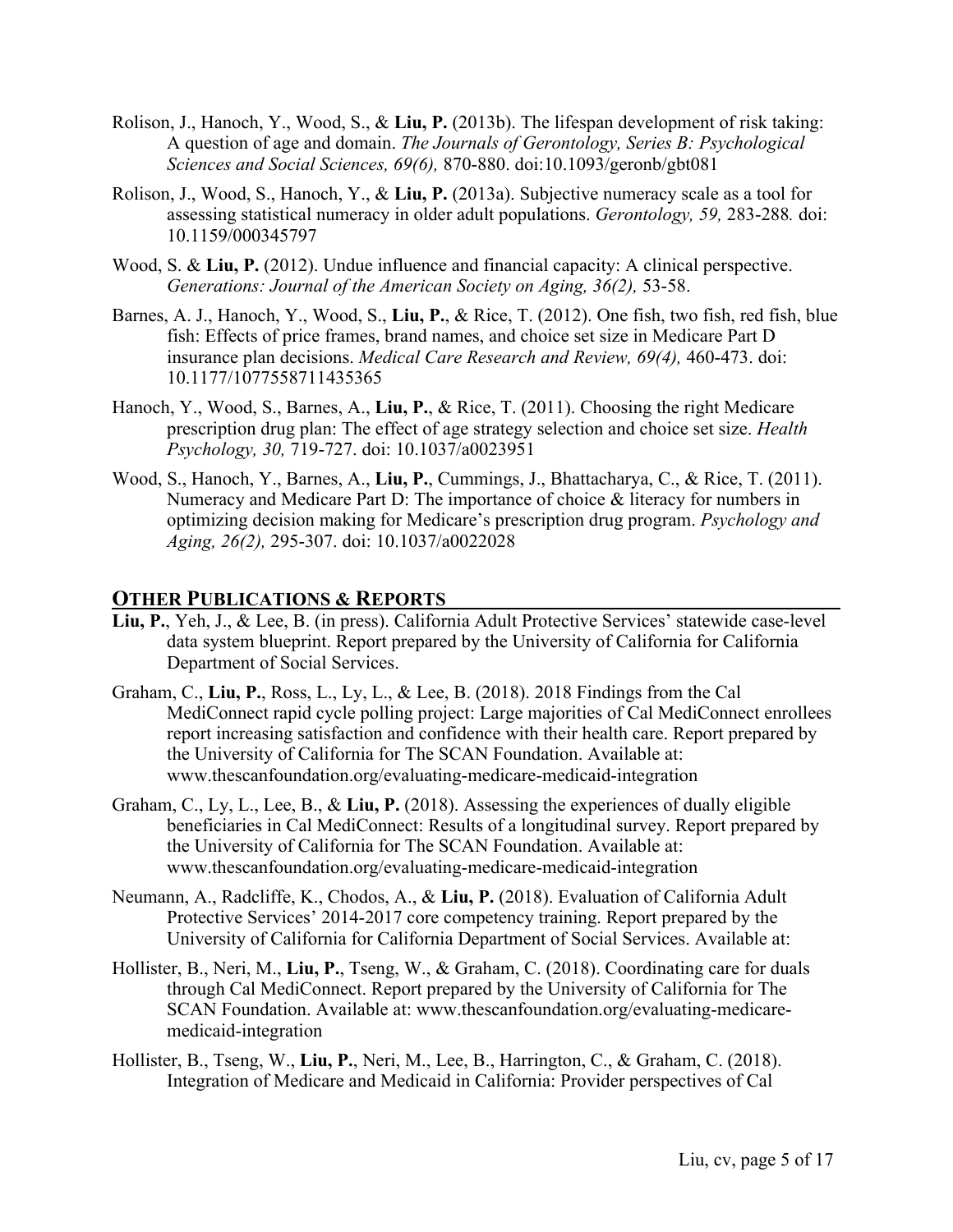Rolison, J., Hanoch, Y., Wood, S., & **Liu, P.** (2013b). The lifespan development of risk taking: A question of age and domain. *The Journals of Gerontology, Series B: Psychological Sciences and Social Sciences, 69(6),* 870-880. doi:10.1093/geronb/gbt081

Rolison, J., Wood, S., Hanoch, Y., & **Liu, P.** (2013a). Subjective numeracy scale as a tool for assessing statistical numeracy in older adult populations. *Gerontology, 59,* 283-288*.* doi: 10.1159/000345797

Wood, S. & **Liu, P.** (2012). Undue influence and financial capacity: A clinical perspective. *Generations: Journal of the American Society on Aging, 36(2),* 53-58.

Barnes, A. J., Hanoch, Y., Wood, S., **Liu, P.**, & Rice, T. (2012). One fish, two fish, red fish, blue fish: Effects of price frames, brand names, and choice set size in Medicare Part D insurance plan decisions. *Medical Care Research and Review, 69(4),* 460-473. doi: 10.1177/1077558711435365

Hanoch, Y., Wood, S., Barnes, A., **Liu, P.**, & Rice, T. (2011). Choosing the right Medicare prescription drug plan: The effect of age strategy selection and choice set size. *Health Psychology, 30,* 719-727. doi: 10.1037/a0023951

Wood, S., Hanoch, Y., Barnes, A., **Liu, P.**, Cummings, J., Bhattacharya, C., & Rice, T. (2011). Numeracy and Medicare Part D: The importance of choice & literacy for numbers in optimizing decision making for Medicare's prescription drug program. *Psychology and Aging, 26(2),* 295-307. doi: 10.1037/a0022028

## OTHER PUBLICATIONS & REPORTS

**Liu, P.**, Yeh, J., & Lee, B. (in press). California Adult Protective Services' statewide case-level data system blueprint. Report prepared by the University of California for California Department of Social Services.

Graham, C., **Liu, P.**, Ross, L., Ly, L., & Lee, B. (2018). 2018 Findings from the Cal MediConnect rapid cycle polling project: Large majorities of Cal MediConnect enrollees report increasing satisfaction and confidence with their health care. Report prepared by the University of California for The SCAN Foundation. Available at: www.thescanfoundation.org/evaluating-medicare-medicaid-integration

Graham, C., Ly, L., Lee, B., & **Liu, P.** (2018). Assessing the experiences of dually eligible beneficiaries in Cal MediConnect: Results of a longitudinal survey. Report prepared by the University of California for The SCAN Foundation. Available at: www.thescanfoundation.org/evaluating-medicare-medicaid-integration

Neumann, A., Radcliffe, K., Chodos, A., & **Liu, P.** (2018). Evaluation of California Adult Protective Services' 2014-2017 core competency training. Report prepared by the University of California for California Department of Social Services. Available at:

Hollister, B., Neri, M., **Liu, P.**, Tseng, W., & Graham, C. (2018). Coordinating care for duals through Cal MediConnect. Report prepared by the University of California for The SCAN Foundation. Available at: www.thescanfoundation.org/evaluating-medicare-medicaid-integration

Hollister, B., Tseng, W., **Liu, P.**, Neri, M., Lee, B., Harrington, C., & Graham, C. (2018). Integration of Medicare and Medicaid in California: Provider perspectives of Cal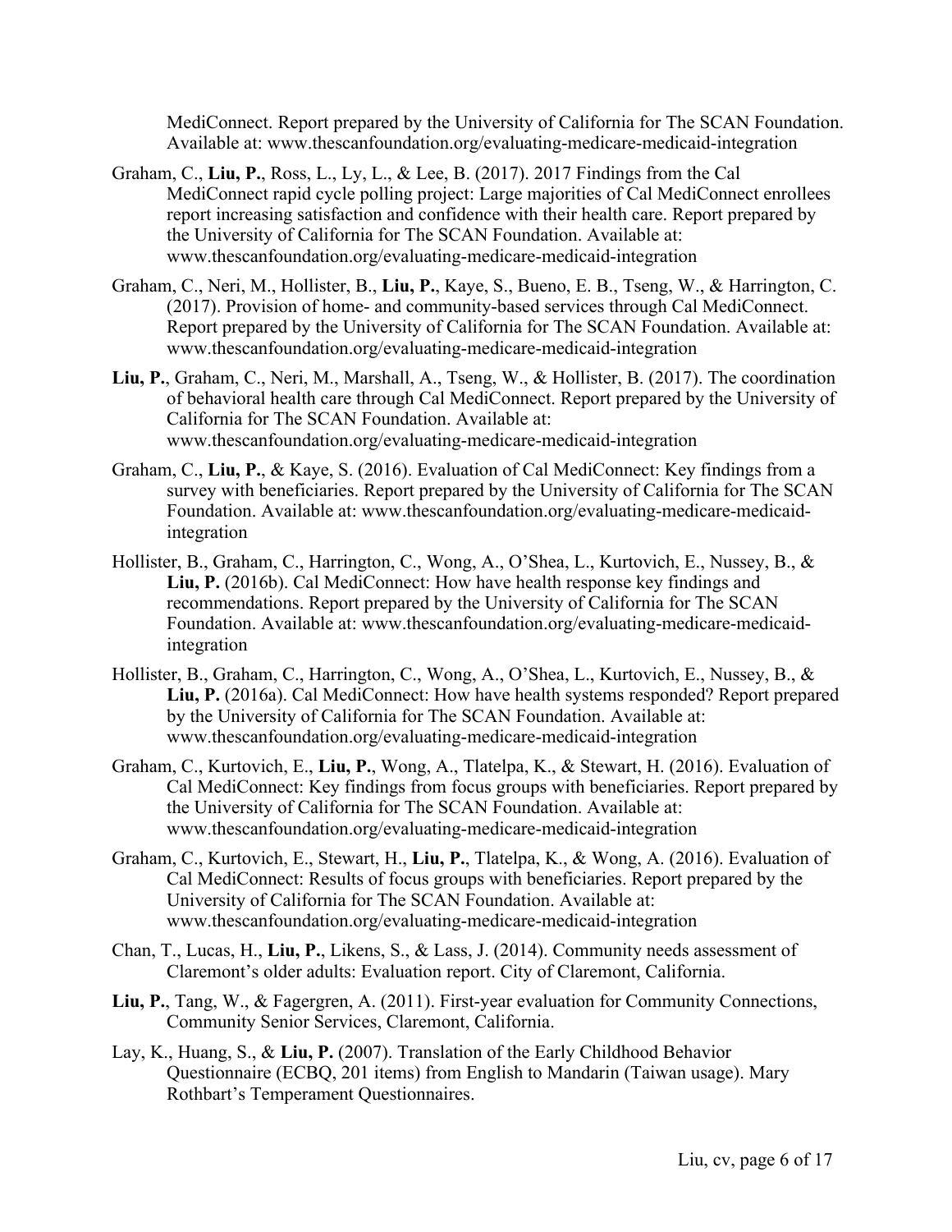MediConnect. Report prepared by the University of California for The SCAN Foundation. Available at: www.thescanfoundation.org/evaluating-medicare-medicaid-integration

Graham, C., **Liu, P.**, Ross, L., Ly, L., & Lee, B. (2017). 2017 Findings from the Cal MediConnect rapid cycle polling project: Large majorities of Cal MediConnect enrollees report increasing satisfaction and confidence with their health care. Report prepared by the University of California for The SCAN Foundation. Available at: www.thescanfoundation.org/evaluating-medicare-medicaid-integration

Graham, C., Neri, M., Hollister, B., **Liu, P.**, Kaye, S., Bueno, E. B., Tseng, W., & Harrington, C. (2017). Provision of home- and community-based services through Cal MediConnect. Report prepared by the University of California for The SCAN Foundation. Available at: www.thescanfoundation.org/evaluating-medicare-medicaid-integration

**Liu, P.**, Graham, C., Neri, M., Marshall, A., Tseng, W., & Hollister, B. (2017). The coordination of behavioral health care through Cal MediConnect. Report prepared by the University of California for The SCAN Foundation. Available at: www.thescanfoundation.org/evaluating-medicare-medicaid-integration

Graham, C., **Liu, P.**, & Kaye, S. (2016). Evaluation of Cal MediConnect: Key findings from a survey with beneficiaries. Report prepared by the University of California for The SCAN Foundation. Available at: www.thescanfoundation.org/evaluating-medicare-medicaid-integration

Hollister, B., Graham, C., Harrington, C., Wong, A., O'Shea, L., Kurtovich, E., Nussey, B., & **Liu, P.** (2016b). Cal MediConnect: How have health response key findings and recommendations. Report prepared by the University of California for The SCAN Foundation. Available at: www.thescanfoundation.org/evaluating-medicare-medicaid-integration

Hollister, B., Graham, C., Harrington, C., Wong, A., O'Shea, L., Kurtovich, E., Nussey, B., & **Liu, P.** (2016a). Cal MediConnect: How have health systems responded? Report prepared by the University of California for The SCAN Foundation. Available at: www.thescanfoundation.org/evaluating-medicare-medicaid-integration

Graham, C., Kurtovich, E., **Liu, P.**, Wong, A., Tlatelpa, K., & Stewart, H. (2016). Evaluation of Cal MediConnect: Key findings from focus groups with beneficiaries. Report prepared by the University of California for The SCAN Foundation. Available at: www.thescanfoundation.org/evaluating-medicare-medicaid-integration

Graham, C., Kurtovich, E., Stewart, H., **Liu, P.**, Tlatelpa, K., & Wong, A. (2016). Evaluation of Cal MediConnect: Results of focus groups with beneficiaries. Report prepared by the University of California for The SCAN Foundation. Available at: www.thescanfoundation.org/evaluating-medicare-medicaid-integration

Chan, T., Lucas, H., **Liu, P.**, Likens, S., & Lass, J. (2014). Community needs assessment of Claremont's older adults: Evaluation report. City of Claremont, California.

**Liu, P.**, Tang, W., & Fagergren, A. (2011). First-year evaluation for Community Connections, Community Senior Services, Claremont, California.

Lay, K., Huang, S., & **Liu, P.** (2007). Translation of the Early Childhood Behavior Questionnaire (ECBQ, 201 items) from English to Mandarin (Taiwan usage). Mary Rothbart's Temperament Questionnaires.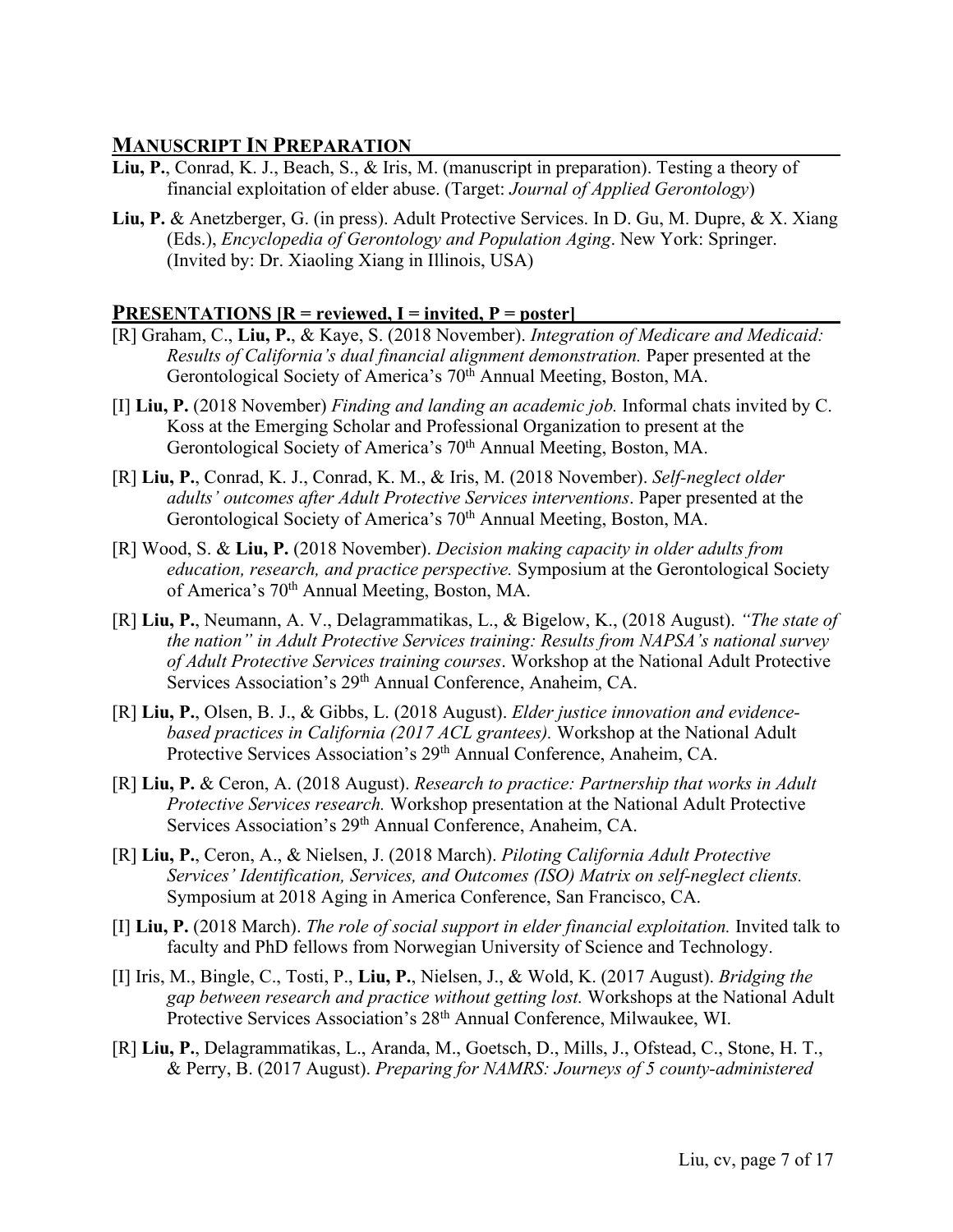## MANUSCRIPT IN PREPARATION

**Liu, P.**, Conrad, K. J., Beach, S., & Iris, M. (manuscript in preparation). Testing a theory of financial exploitation of elder abuse. (Target: *Journal of Applied Gerontology*)

**Liu, P.** & Anetzberger, G. (in press). Adult Protective Services. In D. Gu, M. Dupre, & X. Xiang (Eds.), *Encyclopedia of Gerontology and Population Aging*. New York: Springer. (Invited by: Dr. Xiaoling Xiang in Illinois, USA)

## PRESENTATIONS [R = reviewed, I = invited, P = poster]

[R] Graham, C., **Liu, P.**, & Kaye, S. (2018 November). *Integration of Medicare and Medicaid: Results of California's dual financial alignment demonstration.* Paper presented at the Gerontological Society of America's 70th Annual Meeting, Boston, MA.

[I] **Liu, P.** (2018 November) *Finding and landing an academic job.* Informal chats invited by C. Koss at the Emerging Scholar and Professional Organization to present at the Gerontological Society of America's 70th Annual Meeting, Boston, MA.

[R] **Liu, P.**, Conrad, K. J., Conrad, K. M., & Iris, M. (2018 November). *Self-neglect older adults' outcomes after Adult Protective Services interventions*. Paper presented at the Gerontological Society of America's 70th Annual Meeting, Boston, MA.

[R] Wood, S. & **Liu, P.** (2018 November). *Decision making capacity in older adults from education, research, and practice perspective.* Symposium at the Gerontological Society of America's 70th Annual Meeting, Boston, MA.

[R] **Liu, P.**, Neumann, A. V., Delagrammatikas, L., & Bigelow, K., (2018 August). *"The state of the nation" in Adult Protective Services training: Results from NAPSA's national survey of Adult Protective Services training courses*. Workshop at the National Adult Protective Services Association's 29th Annual Conference, Anaheim, CA.

[R] **Liu, P.**, Olsen, B. J., & Gibbs, L. (2018 August). *Elder justice innovation and evidence-based practices in California (2017 ACL grantees).* Workshop at the National Adult Protective Services Association's 29th Annual Conference, Anaheim, CA.

[R] **Liu, P.** & Ceron, A. (2018 August). *Research to practice: Partnership that works in Adult Protective Services research.* Workshop presentation at the National Adult Protective Services Association's 29th Annual Conference, Anaheim, CA.

[R] **Liu, P.**, Ceron, A., & Nielsen, J. (2018 March). *Piloting California Adult Protective Services' Identification, Services, and Outcomes (ISO) Matrix on self-neglect clients.* Symposium at 2018 Aging in America Conference, San Francisco, CA.

[I] **Liu, P.** (2018 March). *The role of social support in elder financial exploitation.* Invited talk to faculty and PhD fellows from Norwegian University of Science and Technology.

[I] Iris, M., Bingle, C., Tosti, P., **Liu, P.**, Nielsen, J., & Wold, K. (2017 August). *Bridging the gap between research and practice without getting lost.* Workshops at the National Adult Protective Services Association's 28th Annual Conference, Milwaukee, WI.

[R] **Liu, P.**, Delagrammatikas, L., Aranda, M., Goetsch, D., Mills, J., Ofstead, C., Stone, H. T., & Perry, B. (2017 August). *Preparing for NAMRS: Journeys of 5 county-administered*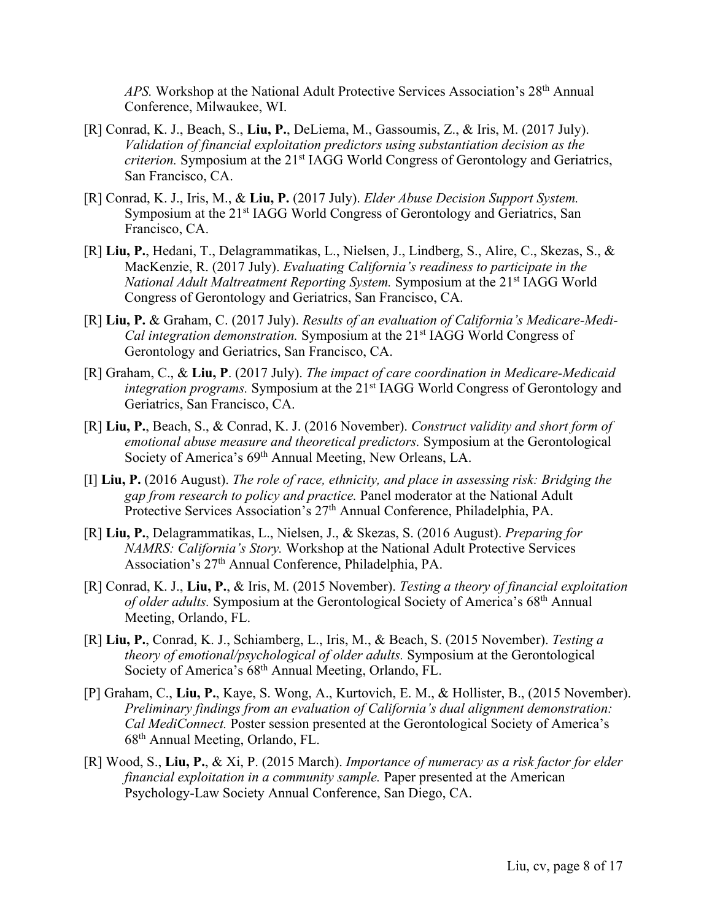*APS.* Workshop at the National Adult Protective Services Association's 28th Annual Conference, Milwaukee, WI.

[R] Conrad, K. J., Beach, S., **Liu, P.**, DeLiema, M., Gassoumis, Z., & Iris, M. (2017 July). *Validation of financial exploitation predictors using substantiation decision as the criterion.* Symposium at the 21st IAGG World Congress of Gerontology and Geriatrics, San Francisco, CA.

[R] Conrad, K. J., Iris, M., & **Liu, P.** (2017 July). *Elder Abuse Decision Support System.* Symposium at the 21st IAGG World Congress of Gerontology and Geriatrics, San Francisco, CA.

[R] **Liu, P.**, Hedani, T., Delagrammatikas, L., Nielsen, J., Lindberg, S., Alire, C., Skezas, S., & MacKenzie, R. (2017 July). *Evaluating California's readiness to participate in the National Adult Maltreatment Reporting System.* Symposium at the 21st IAGG World Congress of Gerontology and Geriatrics, San Francisco, CA.

[R] **Liu, P.** & Graham, C. (2017 July). *Results of an evaluation of California's Medicare-Medi-Cal integration demonstration.* Symposium at the 21st IAGG World Congress of Gerontology and Geriatrics, San Francisco, CA.

[R] Graham, C., & **Liu, P**. (2017 July). *The impact of care coordination in Medicare-Medicaid integration programs.* Symposium at the 21st IAGG World Congress of Gerontology and Geriatrics, San Francisco, CA.

[R] **Liu, P.**, Beach, S., & Conrad, K. J. (2016 November). *Construct validity and short form of emotional abuse measure and theoretical predictors.* Symposium at the Gerontological Society of America's 69th Annual Meeting, New Orleans, LA.

[I] **Liu, P.** (2016 August). *The role of race, ethnicity, and place in assessing risk: Bridging the gap from research to policy and practice.* Panel moderator at the National Adult Protective Services Association's 27th Annual Conference, Philadelphia, PA.

[R] **Liu, P.**, Delagrammatikas, L., Nielsen, J., & Skezas, S. (2016 August). *Preparing for NAMRS: California's Story.* Workshop at the National Adult Protective Services Association's 27th Annual Conference, Philadelphia, PA.

[R] Conrad, K. J., **Liu, P.**, & Iris, M. (2015 November). *Testing a theory of financial exploitation of older adults.* Symposium at the Gerontological Society of America's 68th Annual Meeting, Orlando, FL.

[R] **Liu, P.**, Conrad, K. J., Schiamberg, L., Iris, M., & Beach, S. (2015 November). *Testing a theory of emotional/psychological of older adults.* Symposium at the Gerontological Society of America's 68th Annual Meeting, Orlando, FL.

[P] Graham, C., **Liu, P.**, Kaye, S. Wong, A., Kurtovich, E. M., & Hollister, B., (2015 November). *Preliminary findings from an evaluation of California's dual alignment demonstration: Cal MediConnect.* Poster session presented at the Gerontological Society of America's 68th Annual Meeting, Orlando, FL.

[R] Wood, S., **Liu, P.**, & Xi, P. (2015 March). *Importance of numeracy as a risk factor for elder financial exploitation in a community sample.* Paper presented at the American Psychology-Law Society Annual Conference, San Diego, CA.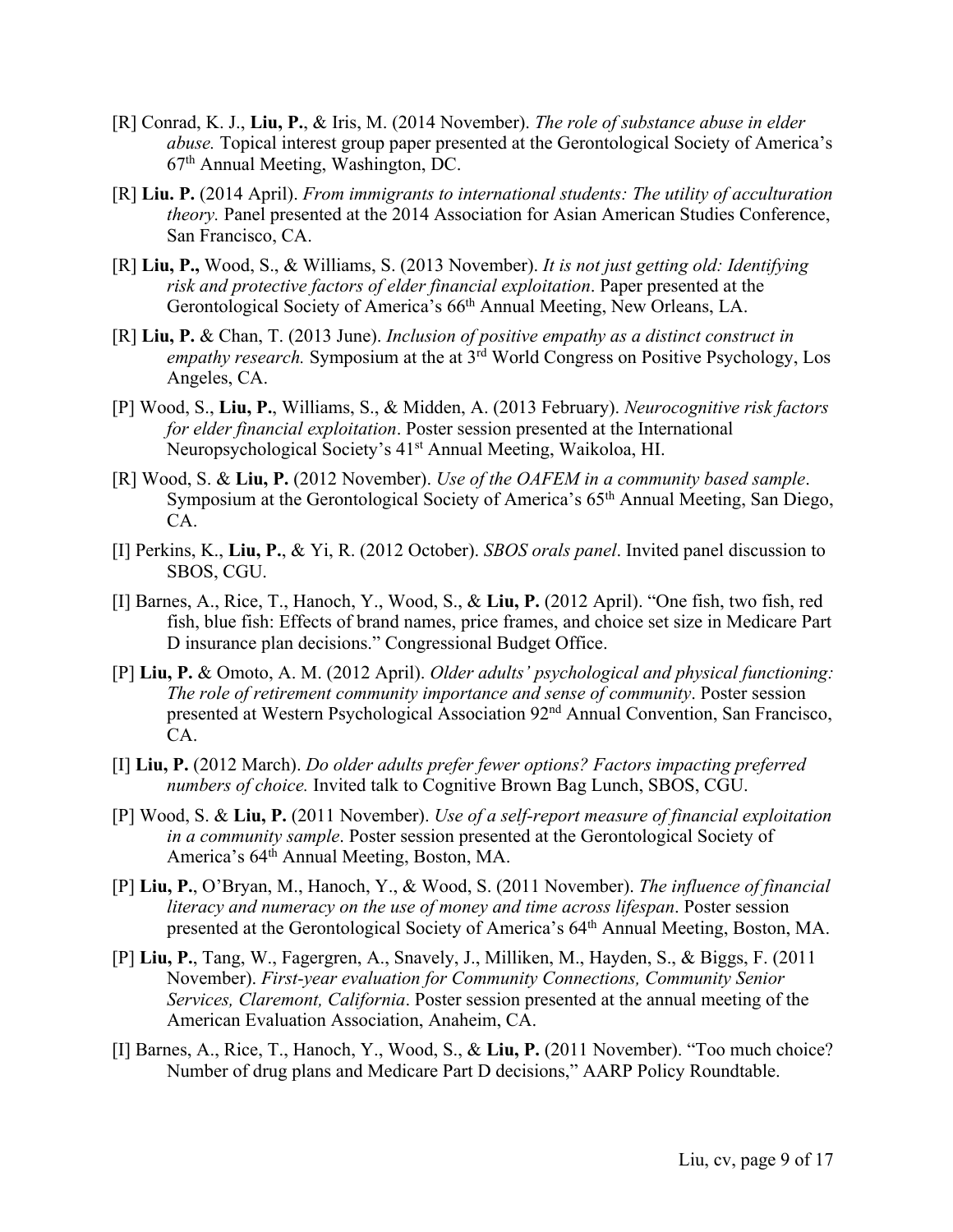[R] Conrad, K. J., **Liu, P.**, & Iris, M. (2014 November). *The role of substance abuse in elder abuse.* Topical interest group paper presented at the Gerontological Society of America's 67th Annual Meeting, Washington, DC.

[R] **Liu. P.** (2014 April). *From immigrants to international students: The utility of acculturation theory.* Panel presented at the 2014 Association for Asian American Studies Conference, San Francisco, CA.

[R] **Liu, P.,** Wood, S., & Williams, S. (2013 November). *It is not just getting old: Identifying risk and protective factors of elder financial exploitation*. Paper presented at the Gerontological Society of America's 66th Annual Meeting, New Orleans, LA.

[R] **Liu, P.** & Chan, T. (2013 June). *Inclusion of positive empathy as a distinct construct in empathy research.* Symposium at the at 3rd World Congress on Positive Psychology, Los Angeles, CA.

[P] Wood, S., **Liu, P.**, Williams, S., & Midden, A. (2013 February). *Neurocognitive risk factors for elder financial exploitation*. Poster session presented at the International Neuropsychological Society's 41st Annual Meeting, Waikoloa, HI.

[R] Wood, S. & **Liu, P.** (2012 November). *Use of the OAFEM in a community based sample*. Symposium at the Gerontological Society of America's 65th Annual Meeting, San Diego, CA.

[I] Perkins, K., **Liu, P.**, & Yi, R. (2012 October). *SBOS orals panel*. Invited panel discussion to SBOS, CGU.

[I] Barnes, A., Rice, T., Hanoch, Y., Wood, S., & **Liu, P.** (2012 April). "One fish, two fish, red fish, blue fish: Effects of brand names, price frames, and choice set size in Medicare Part D insurance plan decisions." Congressional Budget Office.

[P] **Liu, P.** & Omoto, A. M. (2012 April). *Older adults' psychological and physical functioning: The role of retirement community importance and sense of community*. Poster session presented at Western Psychological Association 92nd Annual Convention, San Francisco, CA.

[I] **Liu, P.** (2012 March). *Do older adults prefer fewer options? Factors impacting preferred numbers of choice.* Invited talk to Cognitive Brown Bag Lunch, SBOS, CGU.

[P] Wood, S. & **Liu, P.** (2011 November). *Use of a self-report measure of financial exploitation in a community sample*. Poster session presented at the Gerontological Society of America's 64th Annual Meeting, Boston, MA.

[P] **Liu, P.**, O'Bryan, M., Hanoch, Y., & Wood, S. (2011 November). *The influence of financial literacy and numeracy on the use of money and time across lifespan*. Poster session presented at the Gerontological Society of America's 64th Annual Meeting, Boston, MA.

[P] **Liu, P.**, Tang, W., Fagergren, A., Snavely, J., Milliken, M., Hayden, S., & Biggs, F. (2011 November). *First-year evaluation for Community Connections, Community Senior Services, Claremont, California*. Poster session presented at the annual meeting of the American Evaluation Association, Anaheim, CA.

[I] Barnes, A., Rice, T., Hanoch, Y., Wood, S., & **Liu, P.** (2011 November). "Too much choice? Number of drug plans and Medicare Part D decisions," AARP Policy Roundtable.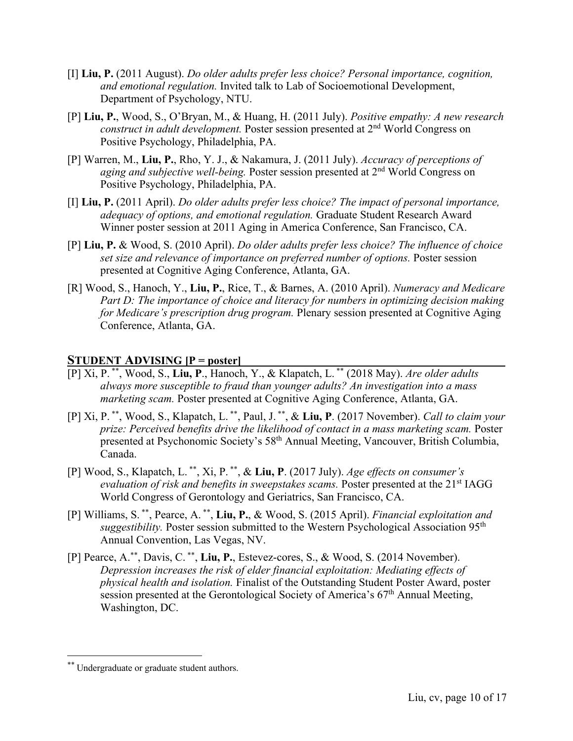[I] **Liu, P.** (2011 August). *Do older adults prefer less choice? Personal importance, cognition, and emotional regulation.* Invited talk to Lab of Socioemotional Development, Department of Psychology, NTU.

[P] **Liu, P.**, Wood, S., O'Bryan, M., & Huang, H. (2011 July). *Positive empathy: A new research construct in adult development.* Poster session presented at 2nd World Congress on Positive Psychology, Philadelphia, PA.

[P] Warren, M., **Liu, P.**, Rho, Y. J., & Nakamura, J. (2011 July). *Accuracy of perceptions of aging and subjective well-being.* Poster session presented at 2nd World Congress on Positive Psychology, Philadelphia, PA.

[I] **Liu, P.** (2011 April). *Do older adults prefer less choice? The impact of personal importance, adequacy of options, and emotional regulation.* Graduate Student Research Award Winner poster session at 2011 Aging in America Conference, San Francisco, CA.

[P] **Liu, P.** & Wood, S. (2010 April). *Do older adults prefer less choice? The influence of choice set size and relevance of importance on preferred number of options.* Poster session presented at Cognitive Aging Conference, Atlanta, GA.

[R] Wood, S., Hanoch, Y., **Liu, P.**, Rice, T., & Barnes, A. (2010 April). *Numeracy and Medicare Part D: The importance of choice and literacy for numbers in optimizing decision making for Medicare's prescription drug program.* Plenary session presented at Cognitive Aging Conference, Atlanta, GA.

## STUDENT ADVISING [P = poster]

[P] Xi, P. **, Wood, S., **Liu, P**., Hanoch, Y., & Klapatch, L. ** (2018 May). *Are older adults always more susceptible to fraud than younger adults? An investigation into a mass marketing scam.* Poster presented at Cognitive Aging Conference, Atlanta, GA.

[P] Xi, P. **, Wood, S., Klapatch, L. **, Paul, J. **, & **Liu, P**. (2017 November). *Call to claim your prize: Perceived benefits drive the likelihood of contact in a mass marketing scam.* Poster presented at Psychonomic Society's 58th Annual Meeting, Vancouver, British Columbia, Canada.

[P] Wood, S., Klapatch, L. **, Xi, P. **, & **Liu, P**. (2017 July). *Age effects on consumer's evaluation of risk and benefits in sweepstakes scams.* Poster presented at the 21st IAGG World Congress of Gerontology and Geriatrics, San Francisco, CA.

[P] Williams, S. **, Pearce, A. **, **Liu, P.**, & Wood, S. (2015 April). *Financial exploitation and suggestibility.* Poster session submitted to the Western Psychological Association 95th Annual Convention, Las Vegas, NV.

[P] Pearce, A.**, Davis, C. **, **Liu, P.**, Estevez-cores, S., & Wood, S. (2014 November). *Depression increases the risk of elder financial exploitation: Mediating effects of physical health and isolation.* Finalist of the Outstanding Student Poster Award, poster session presented at the Gerontological Society of America's 67th Annual Meeting, Washington, DC.

** Undergraduate or graduate student authors.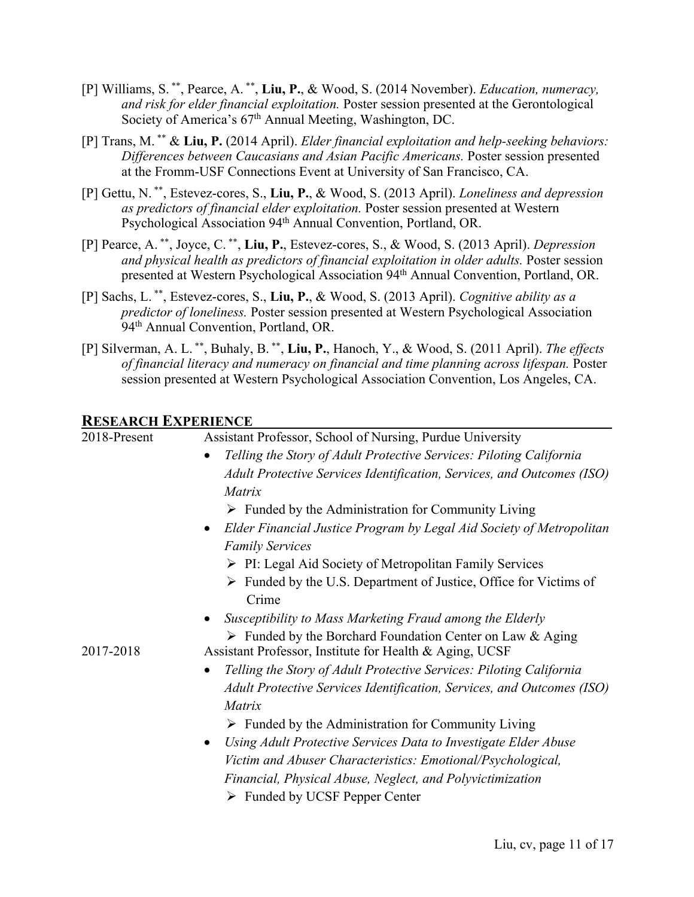[P] Williams, S. **, Pearce, A. **, **Liu, P.**, & Wood, S. (2014 November). *Education, numeracy, and risk for elder financial exploitation.* Poster session presented at the Gerontological Society of America's 67th Annual Meeting, Washington, DC.

[P] Trans, M. ** & **Liu, P.** (2014 April). *Elder financial exploitation and help-seeking behaviors: Differences between Caucasians and Asian Pacific Americans.* Poster session presented at the Fromm-USF Connections Event at University of San Francisco, CA.

[P] Gettu, N. **, Estevez-cores, S., **Liu, P.**, & Wood, S. (2013 April). *Loneliness and depression as predictors of financial elder exploitation.* Poster session presented at Western Psychological Association 94th Annual Convention, Portland, OR.

[P] Pearce, A. **, Joyce, C. **, **Liu, P.**, Estevez-cores, S., & Wood, S. (2013 April). *Depression and physical health as predictors of financial exploitation in older adults.* Poster session presented at Western Psychological Association 94th Annual Convention, Portland, OR.

[P] Sachs, L. **, Estevez-cores, S., **Liu, P.**, & Wood, S. (2013 April). *Cognitive ability as a predictor of loneliness.* Poster session presented at Western Psychological Association 94th Annual Convention, Portland, OR.

[P] Silverman, A. L. **, Buhaly, B. **, **Liu, P.**, Hanoch, Y., & Wood, S. (2011 April). *The effects of financial literacy and numeracy on financial and time planning across lifespan.* Poster session presented at Western Psychological Association Convention, Los Angeles, CA.

## RESEARCH EXPERIENCE

**2018-Present** — Assistant Professor, School of Nursing, Purdue University

- *Telling the Story of Adult Protective Services: Piloting California Adult Protective Services Identification, Services, and Outcomes (ISO) Matrix*
  - Funded by the Administration for Community Living
- *Elder Financial Justice Program by Legal Aid Society of Metropolitan Family Services*
  - PI: Legal Aid Society of Metropolitan Family Services
  - Funded by the U.S. Department of Justice, Office for Victims of Crime
- *Susceptibility to Mass Marketing Fraud among the Elderly*
  - Funded by the Borchard Foundation Center on Law & Aging

**2017-2018** — Assistant Professor, Institute for Health & Aging, UCSF

- *Telling the Story of Adult Protective Services: Piloting California Adult Protective Services Identification, Services, and Outcomes (ISO) Matrix*
  - Funded by the Administration for Community Living
- *Using Adult Protective Services Data to Investigate Elder Abuse Victim and Abuser Characteristics: Emotional/Psychological, Financial, Physical Abuse, Neglect, and Polyvictimization*
  - Funded by UCSF Pepper Center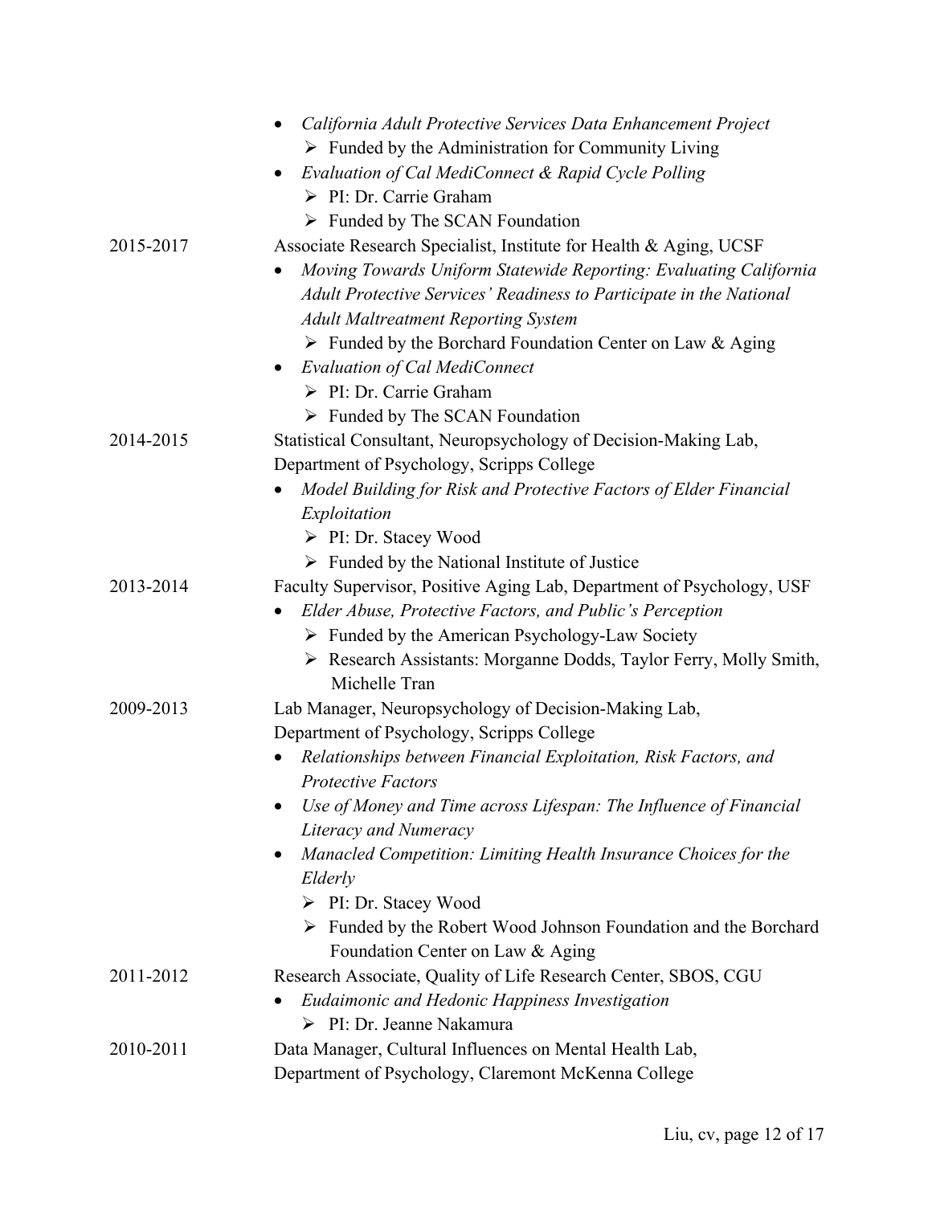- *California Adult Protective Services Data Enhancement Project*
  - ➢ Funded by the Administration for Community Living
- *Evaluation of Cal MediConnect & Rapid Cycle Polling*
  - ➢ PI: Dr. Carrie Graham
  - ➢ Funded by The SCAN Foundation

2015-2017 Associate Research Specialist, Institute for Health & Aging, UCSF

- *Moving Towards Uniform Statewide Reporting: Evaluating California Adult Protective Services' Readiness to Participate in the National Adult Maltreatment Reporting System*
  - ➢ Funded by the Borchard Foundation Center on Law & Aging
- *Evaluation of Cal MediConnect*
  - ➢ PI: Dr. Carrie Graham
  - ➢ Funded by The SCAN Foundation

2014-2015 Statistical Consultant, Neuropsychology of Decision-Making Lab, Department of Psychology, Scripps College

- *Model Building for Risk and Protective Factors of Elder Financial Exploitation*
  - ➢ PI: Dr. Stacey Wood
  - ➢ Funded by the National Institute of Justice

2013-2014 Faculty Supervisor, Positive Aging Lab, Department of Psychology, USF

- *Elder Abuse, Protective Factors, and Public's Perception*
  - ➢ Funded by the American Psychology-Law Society
  - ➢ Research Assistants: Morganne Dodds, Taylor Ferry, Molly Smith, Michelle Tran

2009-2013 Lab Manager, Neuropsychology of Decision-Making Lab, Department of Psychology, Scripps College

- *Relationships between Financial Exploitation, Risk Factors, and Protective Factors*
- *Use of Money and Time across Lifespan: The Influence of Financial Literacy and Numeracy*
- *Manacled Competition: Limiting Health Insurance Choices for the Elderly*
  - ➢ PI: Dr. Stacey Wood
  - ➢ Funded by the Robert Wood Johnson Foundation and the Borchard Foundation Center on Law & Aging

2011-2012 Research Associate, Quality of Life Research Center, SBOS, CGU

- *Eudaimonic and Hedonic Happiness Investigation*
  - ➢ PI: Dr. Jeanne Nakamura

2010-2011 Data Manager, Cultural Influences on Mental Health Lab, Department of Psychology, Claremont McKenna College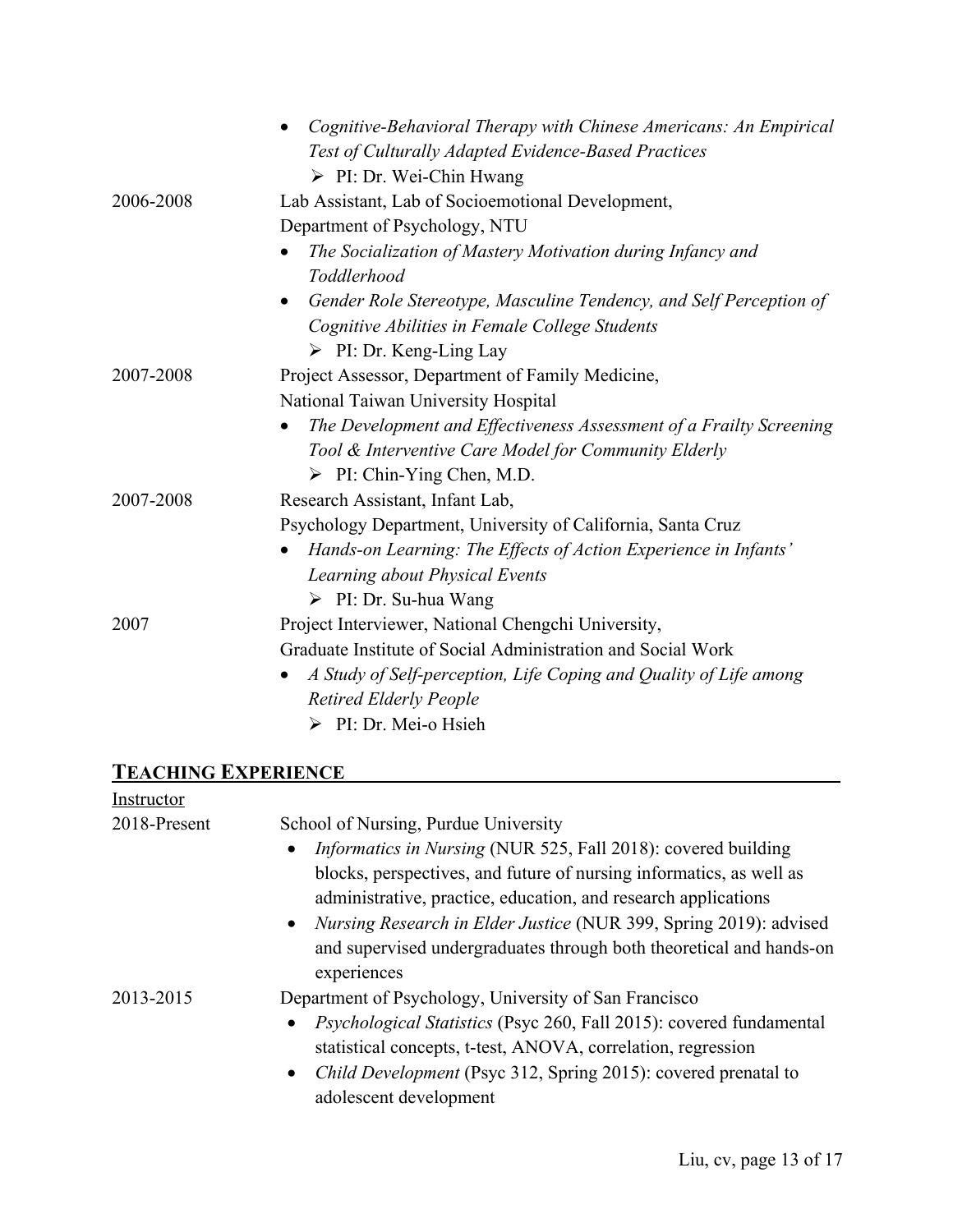- *Cognitive-Behavioral Therapy with Chinese Americans: An Empirical Test of Culturally Adapted Evidence-Based Practices*
  - PI: Dr. Wei-Chin Hwang

2006-2008 Lab Assistant, Lab of Socioemotional Development, Department of Psychology, NTU

- *The Socialization of Mastery Motivation during Infancy and Toddlerhood*
- *Gender Role Stereotype, Masculine Tendency, and Self Perception of Cognitive Abilities in Female College Students*
  - PI: Dr. Keng-Ling Lay

2007-2008 Project Assessor, Department of Family Medicine, National Taiwan University Hospital

- *The Development and Effectiveness Assessment of a Frailty Screening Tool & Interventive Care Model for Community Elderly*
  - PI: Chin-Ying Chen, M.D.

2007-2008 Research Assistant, Infant Lab, Psychology Department, University of California, Santa Cruz

- *Hands-on Learning: The Effects of Action Experience in Infants' Learning about Physical Events*
  - PI: Dr. Su-hua Wang

2007 Project Interviewer, National Chengchi University, Graduate Institute of Social Administration and Social Work

- *A Study of Self-perception, Life Coping and Quality of Life among Retired Elderly People*
  - PI: Dr. Mei-o Hsieh

## TEACHING EXPERIENCE

Instructor

2018-Present School of Nursing, Purdue University

- *Informatics in Nursing* (NUR 525, Fall 2018): covered building blocks, perspectives, and future of nursing informatics, as well as administrative, practice, education, and research applications
- *Nursing Research in Elder Justice* (NUR 399, Spring 2019): advised and supervised undergraduates through both theoretical and hands-on experiences

2013-2015 Department of Psychology, University of San Francisco

- *Psychological Statistics* (Psyc 260, Fall 2015): covered fundamental statistical concepts, t-test, ANOVA, correlation, regression
- *Child Development* (Psyc 312, Spring 2015): covered prenatal to adolescent development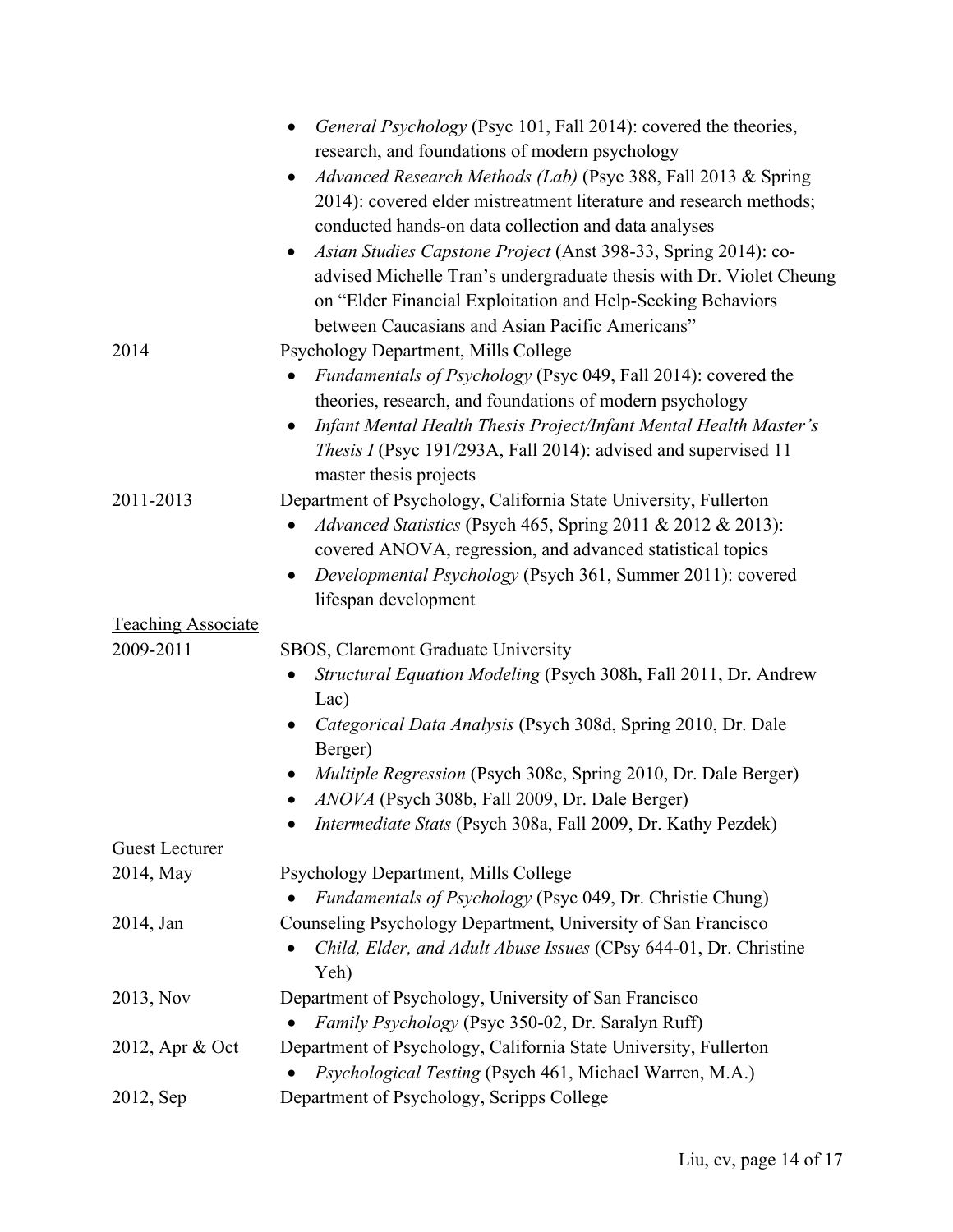- *General Psychology* (Psyc 101, Fall 2014): covered the theories, research, and foundations of modern psychology
- *Advanced Research Methods (Lab)* (Psyc 388, Fall 2013 & Spring 2014): covered elder mistreatment literature and research methods; conducted hands-on data collection and data analyses
- *Asian Studies Capstone Project* (Anst 398-33, Spring 2014): co-advised Michelle Tran's undergraduate thesis with Dr. Violet Cheung on "Elder Financial Exploitation and Help-Seeking Behaviors between Caucasians and Asian Pacific Americans"

2014 — Psychology Department, Mills College

- *Fundamentals of Psychology* (Psyc 049, Fall 2014): covered the theories, research, and foundations of modern psychology
- *Infant Mental Health Thesis Project/Infant Mental Health Master's Thesis I* (Psyc 191/293A, Fall 2014): advised and supervised 11 master thesis projects

2011-2013 — Department of Psychology, California State University, Fullerton

- *Advanced Statistics* (Psych 465, Spring 2011 & 2012 & 2013): covered ANOVA, regression, and advanced statistical topics
- *Developmental Psychology* (Psych 361, Summer 2011): covered lifespan development

<u>Teaching Associate</u>

2009-2011 — SBOS, Claremont Graduate University

- *Structural Equation Modeling* (Psych 308h, Fall 2011, Dr. Andrew Lac)
- *Categorical Data Analysis* (Psych 308d, Spring 2010, Dr. Dale Berger)
- *Multiple Regression* (Psych 308c, Spring 2010, Dr. Dale Berger)
- *ANOVA* (Psych 308b, Fall 2009, Dr. Dale Berger)
- *Intermediate Stats* (Psych 308a, Fall 2009, Dr. Kathy Pezdek)

<u>Guest Lecturer</u>

2014, May — Psychology Department, Mills College

- *Fundamentals of Psychology* (Psyc 049, Dr. Christie Chung)

2014, Jan — Counseling Psychology Department, University of San Francisco

- *Child, Elder, and Adult Abuse Issues* (CPsy 644-01, Dr. Christine Yeh)

2013, Nov — Department of Psychology, University of San Francisco

- *Family Psychology* (Psyc 350-02, Dr. Saralyn Ruff)

2012, Apr & Oct — Department of Psychology, California State University, Fullerton

- *Psychological Testing* (Psych 461, Michael Warren, M.A.)

2012, Sep — Department of Psychology, Scripps College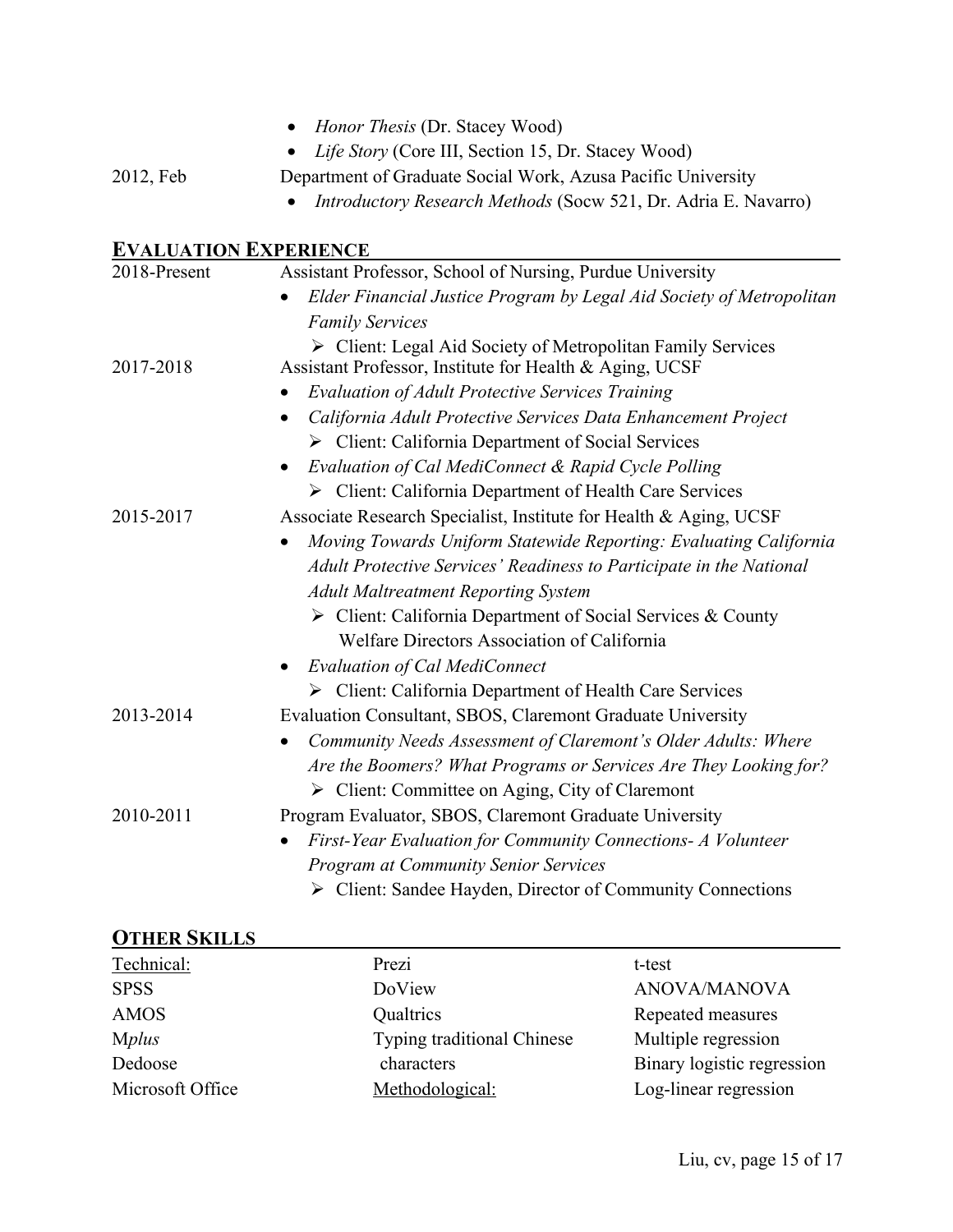- *Honor Thesis* (Dr. Stacey Wood)
- *Life Story* (Core III, Section 15, Dr. Stacey Wood)

2012, Feb — Department of Graduate Social Work, Azusa Pacific University

- *Introductory Research Methods* (Socw 521, Dr. Adria E. Navarro)

## EVALUATION EXPERIENCE

2018-Present — Assistant Professor, School of Nursing, Purdue University

- *Elder Financial Justice Program by Legal Aid Society of Metropolitan Family Services*
    - ➢ Client: Legal Aid Society of Metropolitan Family Services

2017-2018 — Assistant Professor, Institute for Health & Aging, UCSF

- *Evaluation of Adult Protective Services Training*
- *California Adult Protective Services Data Enhancement Project*
    - ➢ Client: California Department of Social Services
- *Evaluation of Cal MediConnect & Rapid Cycle Polling*
    - ➢ Client: California Department of Health Care Services

2015-2017 — Associate Research Specialist, Institute for Health & Aging, UCSF

- *Moving Towards Uniform Statewide Reporting: Evaluating California Adult Protective Services' Readiness to Participate in the National Adult Maltreatment Reporting System*
    - ➢ Client: California Department of Social Services & County Welfare Directors Association of California
- *Evaluation of Cal MediConnect*
    - ➢ Client: California Department of Health Care Services

2013-2014 — Evaluation Consultant, SBOS, Claremont Graduate University

- *Community Needs Assessment of Claremont's Older Adults: Where Are the Boomers? What Programs or Services Are They Looking for?*
    - ➢ Client: Committee on Aging, City of Claremont

2010-2011 — Program Evaluator, SBOS, Claremont Graduate University

- *First-Year Evaluation for Community Connections- A Volunteer Program at Community Senior Services*
    - ➢ Client: Sandee Hayden, Director of Community Connections

## OTHER SKILLS

Technical:
SPSS
AMOS
M*plus*
Dedoose
Microsoft Office
Prezi
DoView
Qualtrics
Typing traditional Chinese characters

Methodological:
t-test
ANOVA/MANOVA
Repeated measures
Multiple regression
Binary logistic regression
Log-linear regression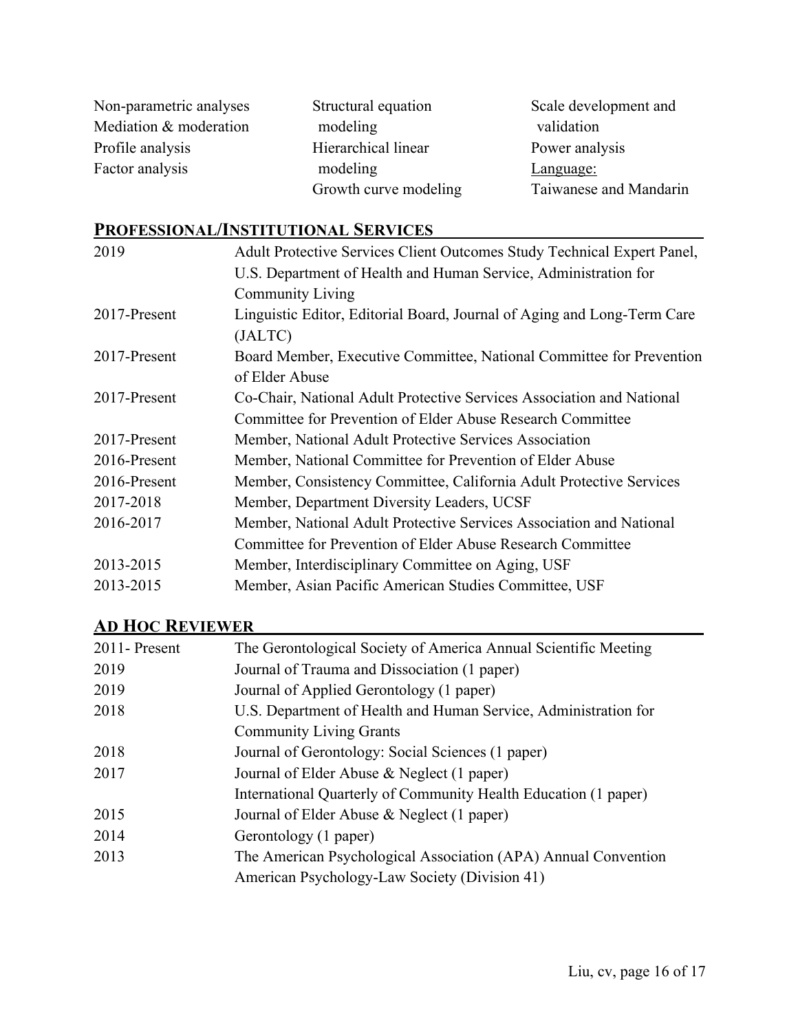| | | |
|---|---|---|
| Non-parametric analyses | Structural equation modeling | Scale development and validation |
| Mediation & moderation | Hierarchical linear modeling | Power analysis |
| Profile analysis | Growth curve modeling | Language: |
| Factor analysis | | Taiwanese and Mandarin |

## PROFESSIONAL/INSTITUTIONAL SERVICES

| | |
|---|---|
| 2019 | Adult Protective Services Client Outcomes Study Technical Expert Panel, U.S. Department of Health and Human Service, Administration for Community Living |
| 2017-Present | Linguistic Editor, Editorial Board, Journal of Aging and Long-Term Care (JALTC) |
| 2017-Present | Board Member, Executive Committee, National Committee for Prevention of Elder Abuse |
| 2017-Present | Co-Chair, National Adult Protective Services Association and National Committee for Prevention of Elder Abuse Research Committee |
| 2017-Present | Member, National Adult Protective Services Association |
| 2016-Present | Member, National Committee for Prevention of Elder Abuse |
| 2016-Present | Member, Consistency Committee, California Adult Protective Services |
| 2017-2018 | Member, Department Diversity Leaders, UCSF |
| 2016-2017 | Member, National Adult Protective Services Association and National Committee for Prevention of Elder Abuse Research Committee |
| 2013-2015 | Member, Interdisciplinary Committee on Aging, USF |
| 2013-2015 | Member, Asian Pacific American Studies Committee, USF |

## AD HOC REVIEWER

| | |
|---|---|
| 2011- Present | The Gerontological Society of America Annual Scientific Meeting |
| 2019 | Journal of Trauma and Dissociation (1 paper) |
| 2019 | Journal of Applied Gerontology (1 paper) |
| 2018 | U.S. Department of Health and Human Service, Administration for Community Living Grants |
| 2018 | Journal of Gerontology: Social Sciences (1 paper) |
| 2017 | Journal of Elder Abuse & Neglect (1 paper) |
| | International Quarterly of Community Health Education (1 paper) |
| 2015 | Journal of Elder Abuse & Neglect (1 paper) |
| 2014 | Gerontology (1 paper) |
| 2013 | The American Psychological Association (APA) Annual Convention |
| | American Psychology-Law Society (Division 41) |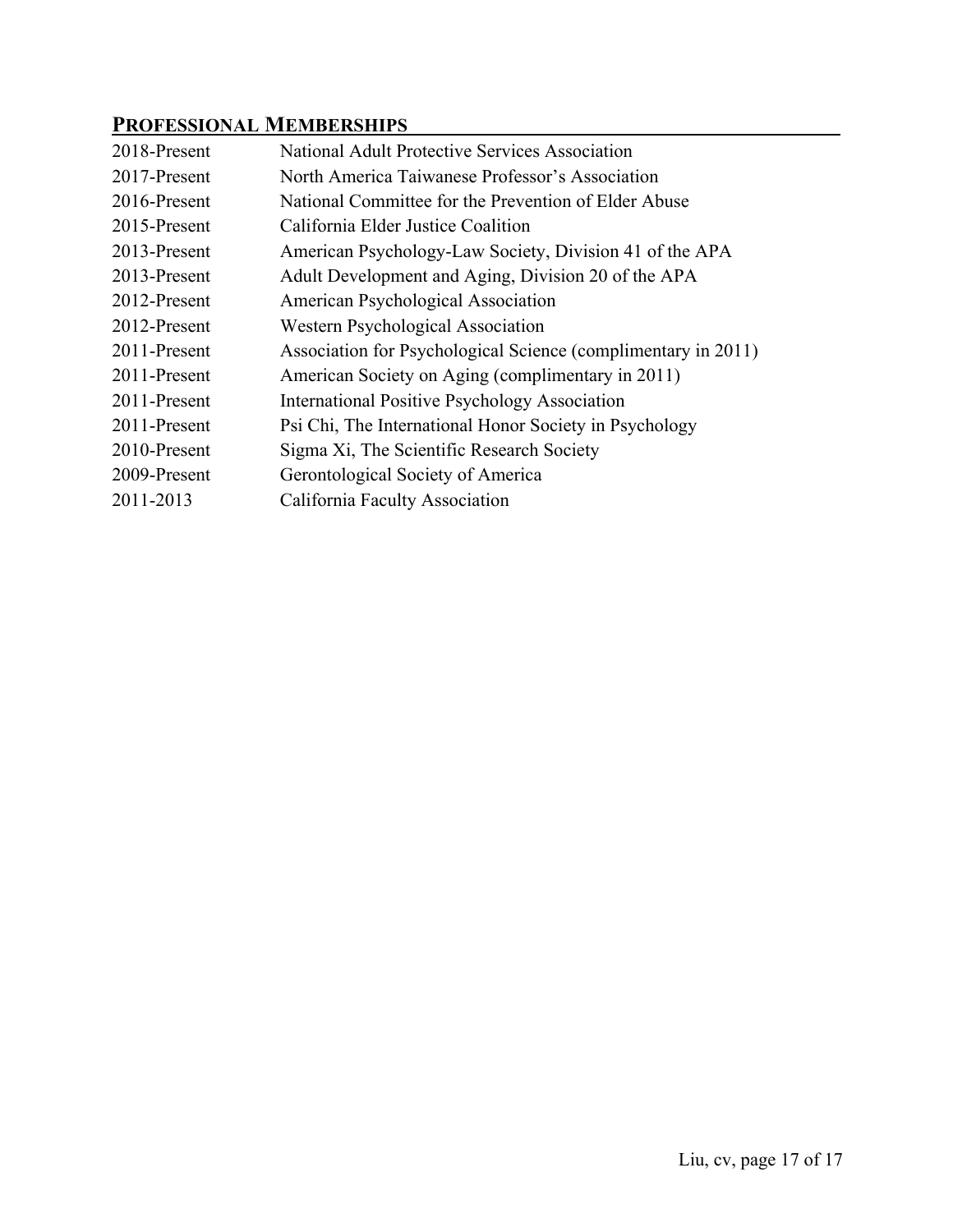## PROFESSIONAL MEMBERSHIPS

| | |
|---|---|
| 2018-Present | National Adult Protective Services Association |
| 2017-Present | North America Taiwanese Professor's Association |
| 2016-Present | National Committee for the Prevention of Elder Abuse |
| 2015-Present | California Elder Justice Coalition |
| 2013-Present | American Psychology-Law Society, Division 41 of the APA |
| 2013-Present | Adult Development and Aging, Division 20 of the APA |
| 2012-Present | American Psychological Association |
| 2012-Present | Western Psychological Association |
| 2011-Present | Association for Psychological Science (complimentary in 2011) |
| 2011-Present | American Society on Aging (complimentary in 2011) |
| 2011-Present | International Positive Psychology Association |
| 2011-Present | Psi Chi, The International Honor Society in Psychology |
| 2010-Present | Sigma Xi, The Scientific Research Society |
| 2009-Present | Gerontological Society of America |
| 2011-2013 | California Faculty Association |